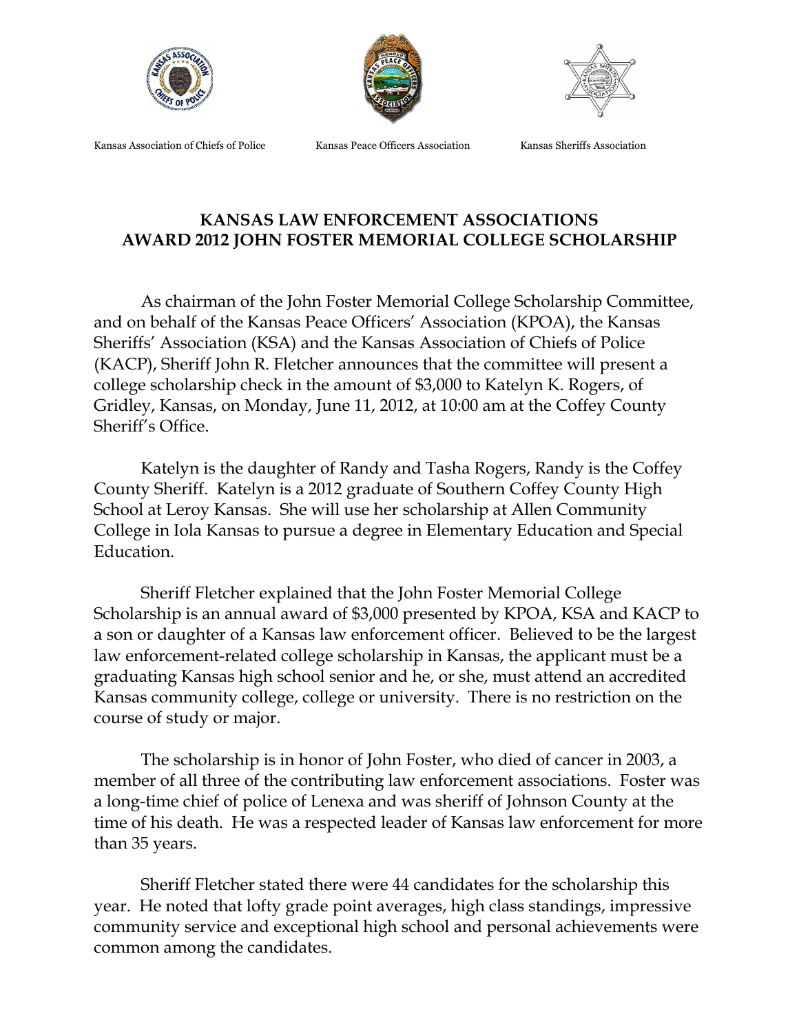Kansas Association of Chiefs of Police | Kansas Peace Officers Association | Kansas Sheriffs Association

# KANSAS LAW ENFORCEMENT ASSOCIATIONS AWARD 2012 JOHN FOSTER MEMORIAL COLLEGE SCHOLARSHIP

As chairman of the John Foster Memorial College Scholarship Committee, and on behalf of the Kansas Peace Officers' Association (KPOA), the Kansas Sheriffs' Association (KSA) and the Kansas Association of Chiefs of Police (KACP), Sheriff John R. Fletcher announces that the committee will present a college scholarship check in the amount of $3,000 to Katelyn K. Rogers, of Gridley, Kansas, on Monday, June 11, 2012, at 10:00 am at the Coffey County Sheriff's Office.

Katelyn is the daughter of Randy and Tasha Rogers, Randy is the Coffey County Sheriff. Katelyn is a 2012 graduate of Southern Coffey County High School at Leroy Kansas. She will use her scholarship at Allen Community College in Iola Kansas to pursue a degree in Elementary Education and Special Education.

Sheriff Fletcher explained that the John Foster Memorial College Scholarship is an annual award of $3,000 presented by KPOA, KSA and KACP to a son or daughter of a Kansas law enforcement officer. Believed to be the largest law enforcement-related college scholarship in Kansas, the applicant must be a graduating Kansas high school senior and he, or she, must attend an accredited Kansas community college, college or university. There is no restriction on the course of study or major.

The scholarship is in honor of John Foster, who died of cancer in 2003, a member of all three of the contributing law enforcement associations. Foster was a long-time chief of police of Lenexa and was sheriff of Johnson County at the time of his death. He was a respected leader of Kansas law enforcement for more than 35 years.

Sheriff Fletcher stated there were 44 candidates for the scholarship this year. He noted that lofty grade point averages, high class standings, impressive community service and exceptional high school and personal achievements were common among the candidates.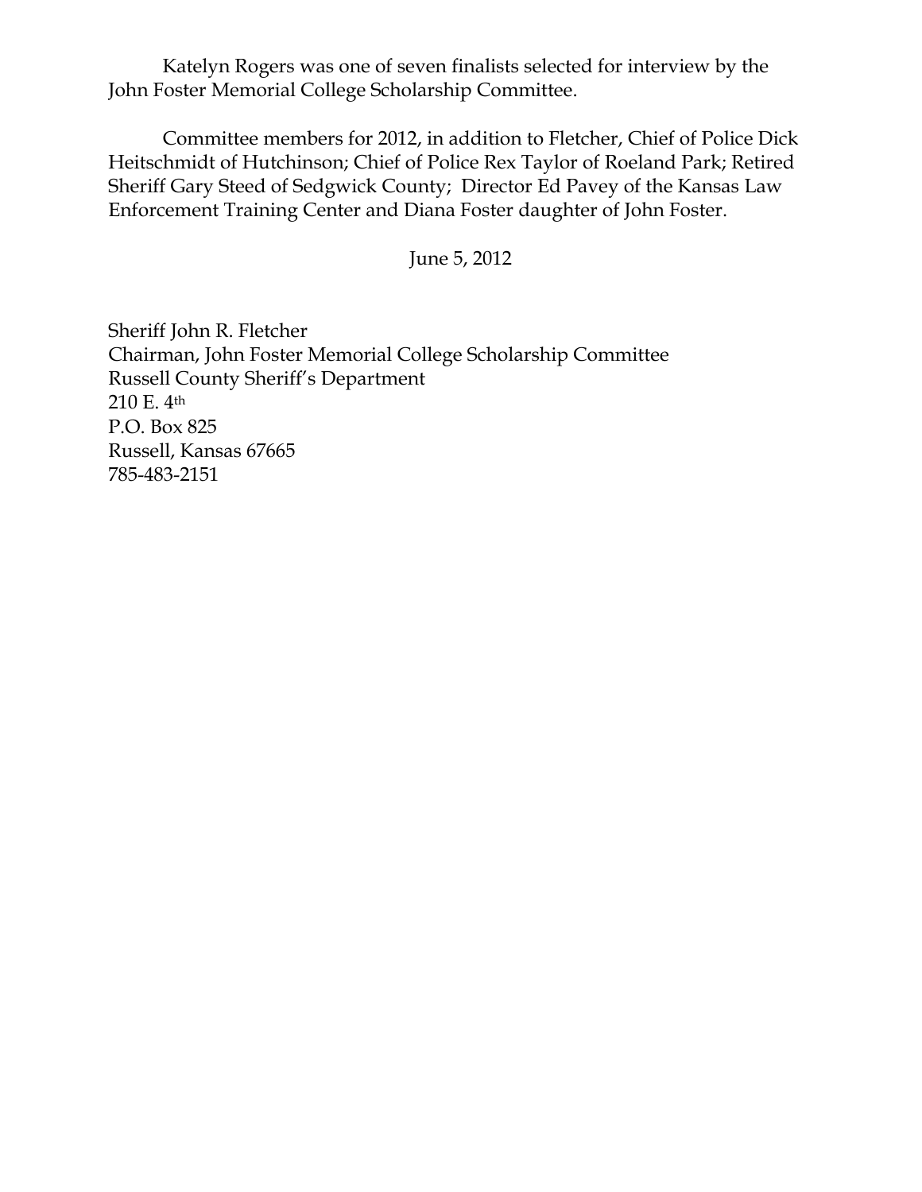Katelyn Rogers was one of seven finalists selected for interview by the John Foster Memorial College Scholarship Committee.

Committee members for 2012, in addition to Fletcher, Chief of Police Dick Heitschmidt of Hutchinson; Chief of Police Rex Taylor of Roeland Park; Retired Sheriff Gary Steed of Sedgwick County; Director Ed Pavey of the Kansas Law Enforcement Training Center and Diana Foster daughter of John Foster.

June 5, 2012

Sheriff John R. Fletcher
Chairman, John Foster Memorial College Scholarship Committee
Russell County Sheriff's Department
210 E. 4th
P.O. Box 825
Russell, Kansas 67665
785-483-2151